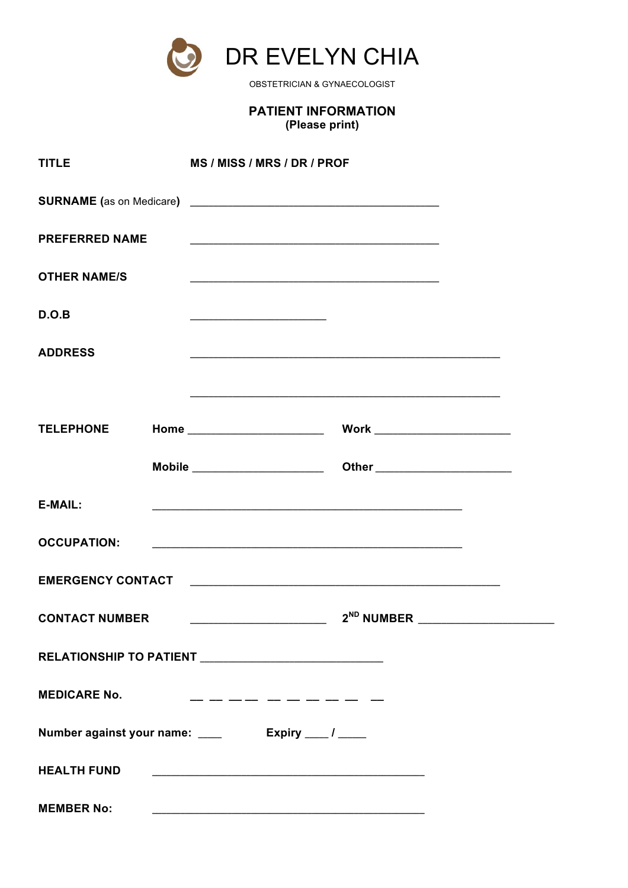# DR EVELYN CHIA

OBSTETRICIAN & GYNAECOLOGIST

## PATIENT INFORMATION
**(Please print)**

**TITLE** MS / MISS / MRS / DR / PROF

**SURNAME (**as on Medicare**)** ________________________________________

**PREFERRED NAME** ________________________________________

**OTHER NAME/S** ________________________________________

**D.O.B** ______________________

**ADDRESS** __________________________________________________

__________________________________________________

**TELEPHONE** **Home** ______________________ **Work** ______________________

**Mobile** _____________________ **Other** ______________________

**E-MAIL:** __________________________________________________

**OCCUPATION:** __________________________________________________

**EMERGENCY CONTACT** __________________________________________________

**CONTACT NUMBER** ______________________ **2ND NUMBER** ______________________

**RELATIONSHIP TO PATIENT** ___________________________

**MEDICARE No.** __ __ __ __ __ __ __ __ __ __

**Number against your name:** ____ **Expiry** ____ / _____

**HEALTH FUND** ____________________________________________

**MEMBER No:** ____________________________________________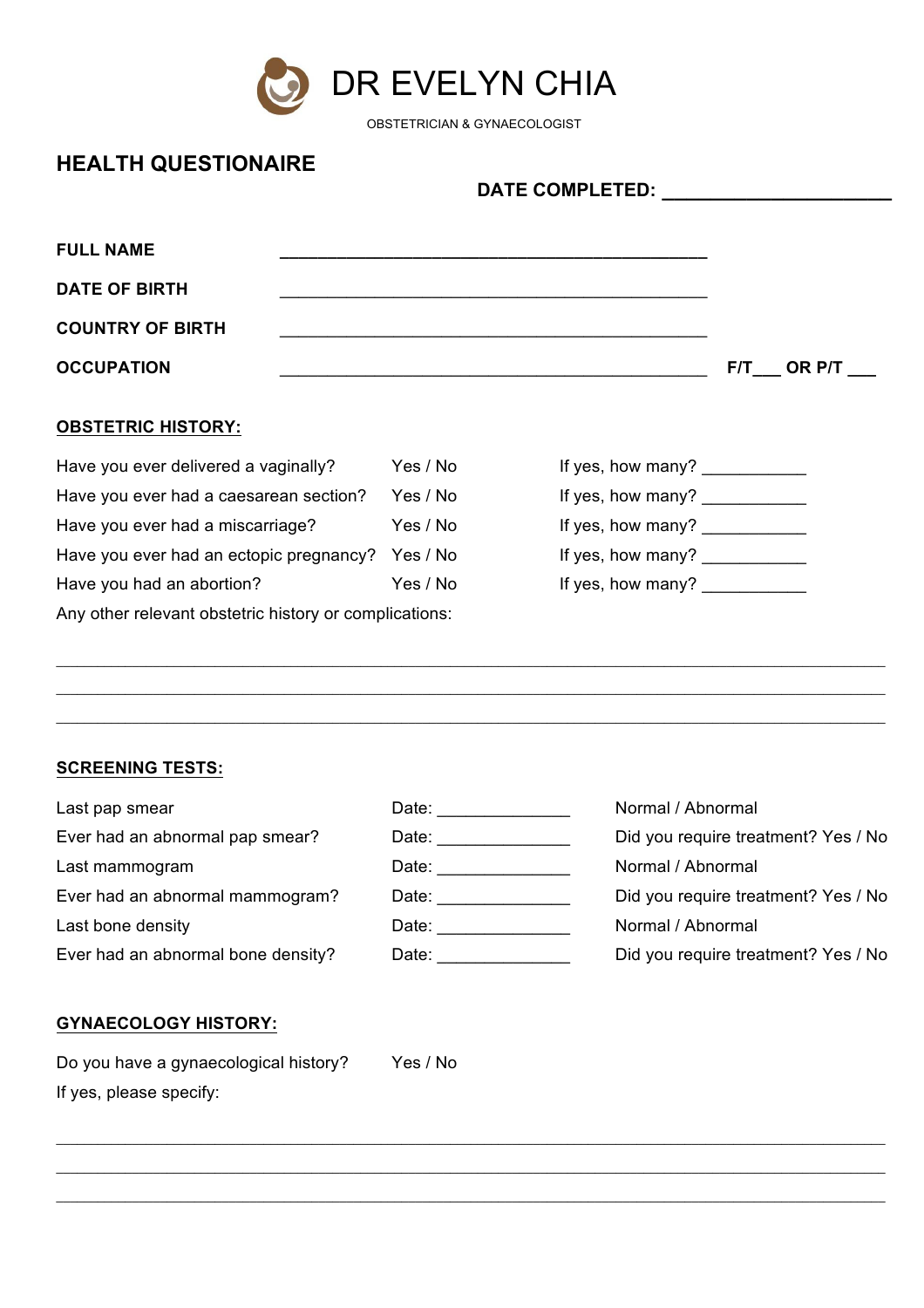# DR EVELYN CHIA

OBSTETRICIAN & GYNAECOLOGIST

## HEALTH QUESTIONAIRE

**DATE COMPLETED: ______________________**

**FULL NAME** ______________________________________________

**DATE OF BIRTH** ______________________________________________

**COUNTRY OF BIRTH** ______________________________________________

**OCCUPATION** ______________________________________________ **F/T___ OR P/T ___**

### OBSTETRIC HISTORY:

| | | |
|---|---|---|
| Have you ever delivered a vaginally? | Yes / No | If yes, how many? ___________ |
| Have you ever had a caesarean section? | Yes / No | If yes, how many? ___________ |
| Have you ever had a miscarriage? | Yes / No | If yes, how many? ___________ |
| Have you ever had an ectopic pregnancy? | Yes / No | If yes, how many? ___________ |
| Have you had an abortion? | Yes / No | If yes, how many? ___________ |

Any other relevant obstetric history or complications:

________________________________________________________________________________

________________________________________________________________________________

________________________________________________________________________________

### SCREENING TESTS:

| | | |
|---|---|---|
| Last pap smear | Date: ______________ | Normal / Abnormal |
| Ever had an abnormal pap smear? | Date: ______________ | Did you require treatment? Yes / No |
| Last mammogram | Date: ______________ | Normal / Abnormal |
| Ever had an abnormal mammogram? | Date: ______________ | Did you require treatment? Yes / No |
| Last bone density | Date: ______________ | Normal / Abnormal |
| Ever had an abnormal bone density? | Date: ______________ | Did you require treatment? Yes / No |

### GYNAECOLOGY HISTORY:

Do you have a gynaecological history? Yes / No

If yes, please specify:

________________________________________________________________________________

________________________________________________________________________________

________________________________________________________________________________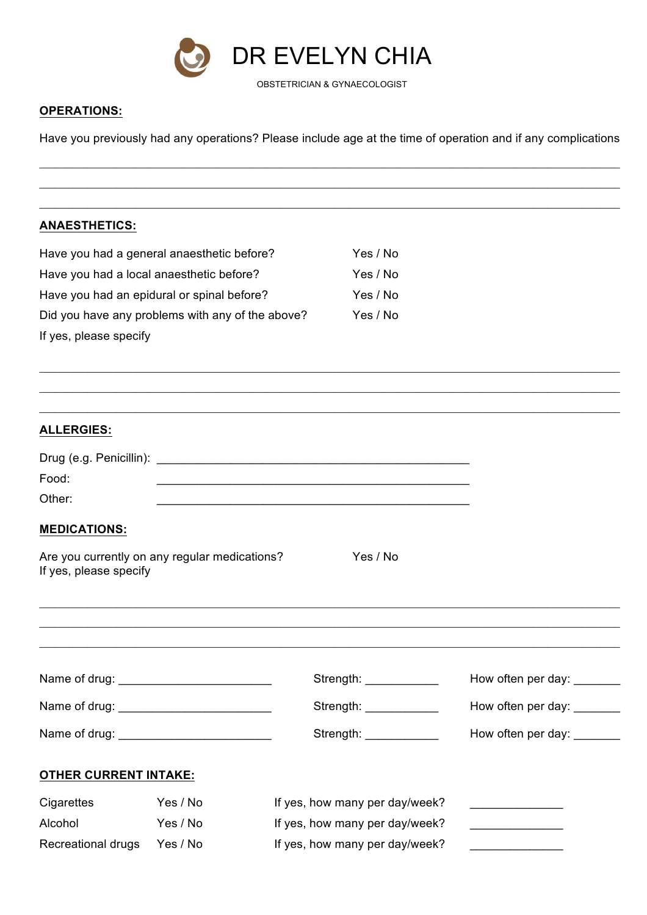# DR EVELYN CHIA

OBSTETRICIAN & GYNAECOLOGIST

**OPERATIONS:**

Have you previously had any operations? Please include age at the time of operation and if any complications

\_\_\_\_\_\_\_\_\_\_\_\_\_\_\_\_\_\_\_\_\_\_\_\_\_\_\_\_\_\_\_\_\_\_\_\_\_\_\_\_\_\_\_\_\_\_\_\_\_\_\_\_\_\_\_\_\_\_\_\_\_\_\_\_\_\_\_\_\_\_\_\_\_\_\_\_\_\_

\_\_\_\_\_\_\_\_\_\_\_\_\_\_\_\_\_\_\_\_\_\_\_\_\_\_\_\_\_\_\_\_\_\_\_\_\_\_\_\_\_\_\_\_\_\_\_\_\_\_\_\_\_\_\_\_\_\_\_\_\_\_\_\_\_\_\_\_\_\_\_\_\_\_\_\_\_\_

\_\_\_\_\_\_\_\_\_\_\_\_\_\_\_\_\_\_\_\_\_\_\_\_\_\_\_\_\_\_\_\_\_\_\_\_\_\_\_\_\_\_\_\_\_\_\_\_\_\_\_\_\_\_\_\_\_\_\_\_\_\_\_\_\_\_\_\_\_\_\_\_\_\_\_\_\_\_

**ANAESTHETICS:**

| | |
|---|---|
| Have you had a general anaesthetic before? | Yes / No |
| Have you had a local anaesthetic before? | Yes / No |
| Have you had an epidural or spinal before? | Yes / No |
| Did you have any problems with any of the above? | Yes / No |

If yes, please specify

\_\_\_\_\_\_\_\_\_\_\_\_\_\_\_\_\_\_\_\_\_\_\_\_\_\_\_\_\_\_\_\_\_\_\_\_\_\_\_\_\_\_\_\_\_\_\_\_\_\_\_\_\_\_\_\_\_\_\_\_\_\_\_\_\_\_\_\_\_\_\_\_\_\_\_\_\_\_

\_\_\_\_\_\_\_\_\_\_\_\_\_\_\_\_\_\_\_\_\_\_\_\_\_\_\_\_\_\_\_\_\_\_\_\_\_\_\_\_\_\_\_\_\_\_\_\_\_\_\_\_\_\_\_\_\_\_\_\_\_\_\_\_\_\_\_\_\_\_\_\_\_\_\_\_\_\_

\_\_\_\_\_\_\_\_\_\_\_\_\_\_\_\_\_\_\_\_\_\_\_\_\_\_\_\_\_\_\_\_\_\_\_\_\_\_\_\_\_\_\_\_\_\_\_\_\_\_\_\_\_\_\_\_\_\_\_\_\_\_\_\_\_\_\_\_\_\_\_\_\_\_\_\_\_\_

**ALLERGIES:**

Drug (e.g. Penicillin): \_\_\_\_\_\_\_\_\_\_\_\_\_\_\_\_\_\_\_\_\_\_\_\_\_\_\_\_\_\_\_\_\_\_\_\_\_\_\_\_\_\_\_\_

Food: \_\_\_\_\_\_\_\_\_\_\_\_\_\_\_\_\_\_\_\_\_\_\_\_\_\_\_\_\_\_\_\_\_\_\_\_\_\_\_\_\_\_\_\_

Other: \_\_\_\_\_\_\_\_\_\_\_\_\_\_\_\_\_\_\_\_\_\_\_\_\_\_\_\_\_\_\_\_\_\_\_\_\_\_\_\_\_\_\_\_

**MEDICATIONS:**

Are you currently on any regular medications? Yes / No
If yes, please specify

\_\_\_\_\_\_\_\_\_\_\_\_\_\_\_\_\_\_\_\_\_\_\_\_\_\_\_\_\_\_\_\_\_\_\_\_\_\_\_\_\_\_\_\_\_\_\_\_\_\_\_\_\_\_\_\_\_\_\_\_\_\_\_\_\_\_\_\_\_\_\_\_\_\_\_\_\_\_

\_\_\_\_\_\_\_\_\_\_\_\_\_\_\_\_\_\_\_\_\_\_\_\_\_\_\_\_\_\_\_\_\_\_\_\_\_\_\_\_\_\_\_\_\_\_\_\_\_\_\_\_\_\_\_\_\_\_\_\_\_\_\_\_\_\_\_\_\_\_\_\_\_\_\_\_\_\_

\_\_\_\_\_\_\_\_\_\_\_\_\_\_\_\_\_\_\_\_\_\_\_\_\_\_\_\_\_\_\_\_\_\_\_\_\_\_\_\_\_\_\_\_\_\_\_\_\_\_\_\_\_\_\_\_\_\_\_\_\_\_\_\_\_\_\_\_\_\_\_\_\_\_\_\_\_\_

| | | |
|---|---|---|
| Name of drug: \_\_\_\_\_\_\_\_\_\_\_\_\_\_\_\_\_\_\_\_\_\_ | Strength: \_\_\_\_\_\_\_\_\_\_\_ | How often per day: \_\_\_\_\_\_\_ |
| Name of drug: \_\_\_\_\_\_\_\_\_\_\_\_\_\_\_\_\_\_\_\_\_\_ | Strength: \_\_\_\_\_\_\_\_\_\_\_ | How often per day: \_\_\_\_\_\_\_ |
| Name of drug: \_\_\_\_\_\_\_\_\_\_\_\_\_\_\_\_\_\_\_\_\_\_ | Strength: \_\_\_\_\_\_\_\_\_\_\_ | How often per day: \_\_\_\_\_\_\_ |

**OTHER CURRENT INTAKE:**

| | | | |
|---|---|---|---|
| Cigarettes | Yes / No | If yes, how many per day/week? | \_\_\_\_\_\_\_\_\_\_\_\_\_\_ |
| Alcohol | Yes / No | If yes, how many per day/week? | \_\_\_\_\_\_\_\_\_\_\_\_\_\_ |
| Recreational drugs | Yes / No | If yes, how many per day/week? | \_\_\_\_\_\_\_\_\_\_\_\_\_\_ |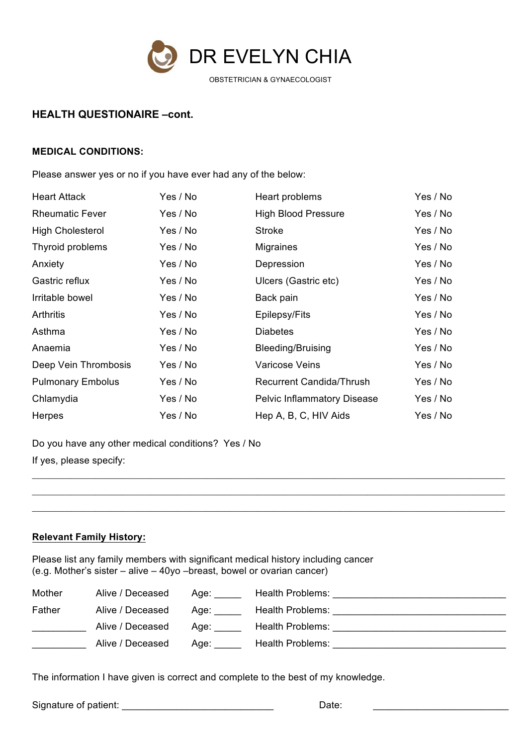# DR EVELYN CHIA

OBSTETRICIAN & GYNAECOLOGIST

**HEALTH QUESTIONAIRE –cont.**

**MEDICAL CONDITIONS:**

Please answer yes or no if you have ever had any of the below:

| | | | |
|---|---|---|---|
| Heart Attack | Yes / No | Heart problems | Yes / No |
| Rheumatic Fever | Yes / No | High Blood Pressure | Yes / No |
| High Cholesterol | Yes / No | Stroke | Yes / No |
| Thyroid problems | Yes / No | Migraines | Yes / No |
| Anxiety | Yes / No | Depression | Yes / No |
| Gastric reflux | Yes / No | Ulcers (Gastric etc) | Yes / No |
| Irritable bowel | Yes / No | Back pain | Yes / No |
| Arthritis | Yes / No | Epilepsy/Fits | Yes / No |
| Asthma | Yes / No | Diabetes | Yes / No |
| Anaemia | Yes / No | Bleeding/Bruising | Yes / No |
| Deep Vein Thrombosis | Yes / No | Varicose Veins | Yes / No |
| Pulmonary Embolus | Yes / No | Recurrent Candida/Thrush | Yes / No |
| Chlamydia | Yes / No | Pelvic Inflammatory Disease | Yes / No |
| Herpes | Yes / No | Hep A, B, C, HIV Aids | Yes / No |

Do you have any other medical conditions? Yes / No

If yes, please specify:

______________________________________________________________________________

______________________________________________________________________________

______________________________________________________________________________

**Relevant Family History:**

Please list any family members with significant medical history including cancer
(e.g. Mother's sister – alive – 40yo –breast, bowel or ovarian cancer)

| | | | |
|---|---|---|---|
| Mother | Alive / Deceased | Age: _____ | Health Problems: ________________________________ |
| Father | Alive / Deceased | Age: _____ | Health Problems: ________________________________ |
| __________ | Alive / Deceased | Age: _____ | Health Problems: ________________________________ |
| __________ | Alive / Deceased | Age: _____ | Health Problems: ________________________________ |

The information I have given is correct and complete to the best of my knowledge.

Signature of patient: ____________________________ Date: _________________________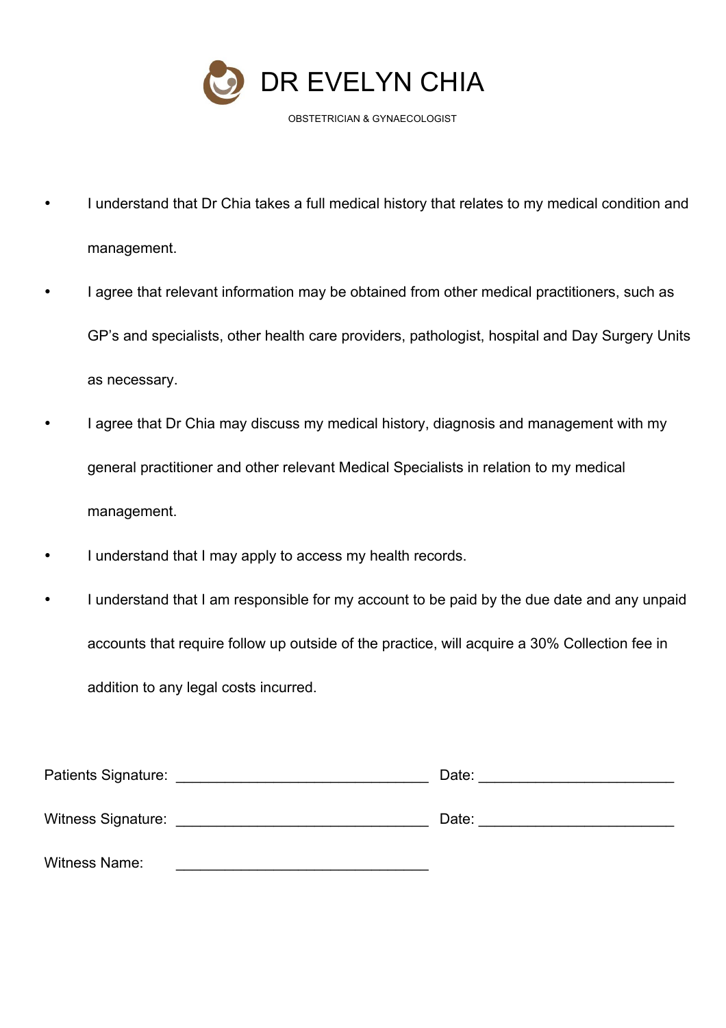# DR EVELYN CHIA

OBSTETRICIAN & GYNAECOLOGIST

- I understand that Dr Chia takes a full medical history that relates to my medical condition and management.
- I agree that relevant information may be obtained from other medical practitioners, such as GP's and specialists, other health care providers, pathologist, hospital and Day Surgery Units as necessary.
- I agree that Dr Chia may discuss my medical history, diagnosis and management with my general practitioner and other relevant Medical Specialists in relation to my medical management.
- I understand that I may apply to access my health records.
- I understand that I am responsible for my account to be paid by the due date and any unpaid accounts that require follow up outside of the practice, will acquire a 30% Collection fee in addition to any legal costs incurred.

Patients Signature: ______________________________ Date: ________________________

Witness Signature: ______________________________ Date: ________________________

Witness Name: ______________________________